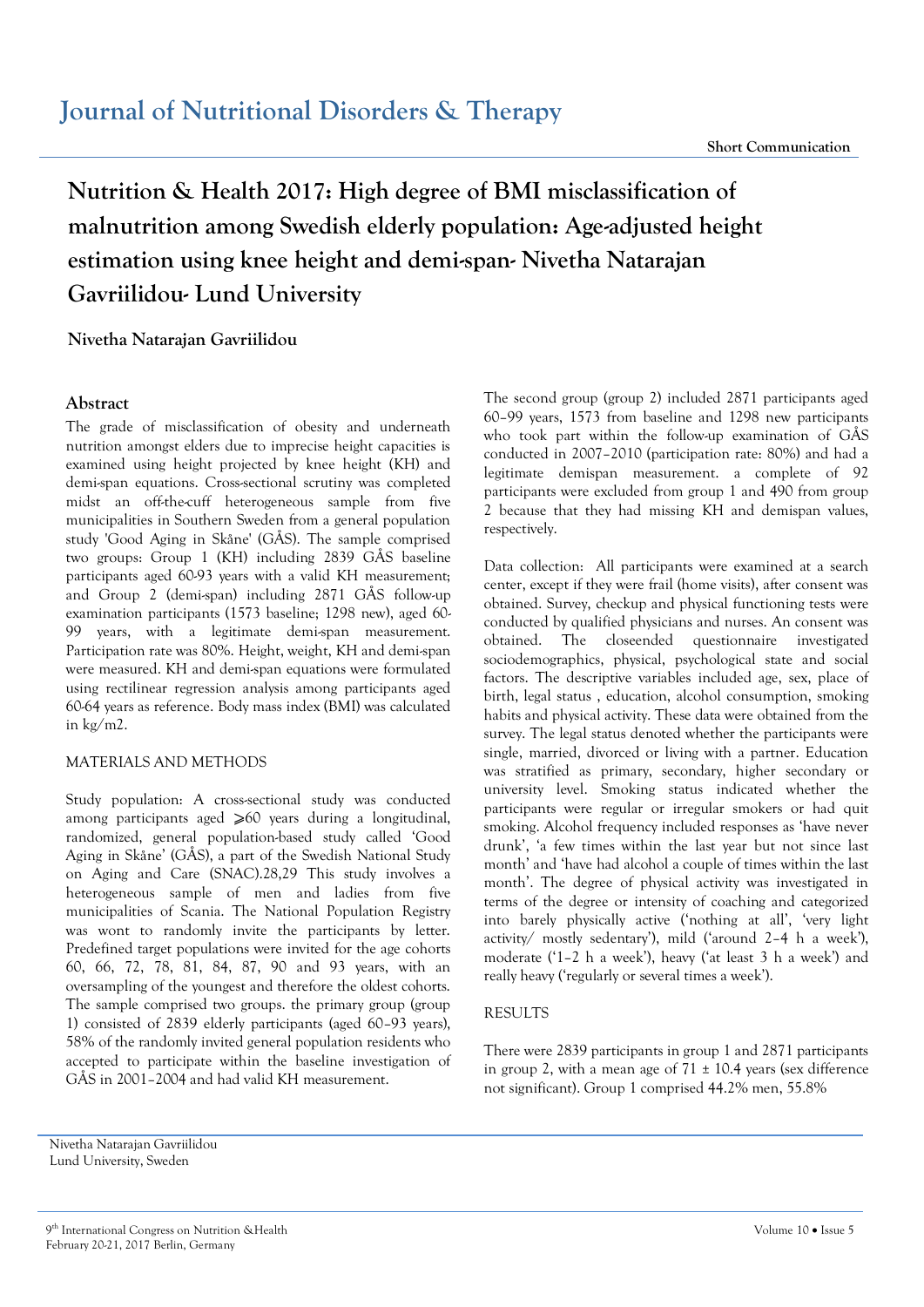# Journal of Nutritional Disorders & Therapy

**Short Communication**

# Nutrition & Health 2017: High degree of BMI misclassification of malnutrition among Swedish elderly population: Age-adjusted height estimation using knee height and demi-span- Nivetha Natarajan Gavriilidou- Lund University

**Nivetha Natarajan Gavriilidou**

## Abstract

The grade of misclassification of obesity and underneath nutrition amongst elders due to imprecise height capacities is examined using height projected by knee height (KH) and demi-span equations. Cross-sectional scrutiny was completed midst an off-the-cuff heterogeneous sample from five municipalities in Southern Sweden from a general population study 'Good Aging in Skåne' (GÅS). The sample comprised two groups: Group 1 (KH) including 2839 GÅS baseline participants aged 60-93 years with a valid KH measurement; and Group 2 (demi-span) including 2871 GÅS follow-up examination participants (1573 baseline; 1298 new), aged 60-99 years, with a legitimate demi-span measurement. Participation rate was 80%. Height, weight, KH and demi-span were measured. KH and demi-span equations were formulated using rectilinear regression analysis among participants aged 60-64 years as reference. Body mass index (BMI) was calculated in kg/m2.

## MATERIALS AND METHODS

Study population: A cross-sectional study was conducted among participants aged ⩾60 years during a longitudinal, randomized, general population-based study called 'Good Aging in Skåne' (GÅS), a part of the Swedish National Study on Aging and Care (SNAC).28,29 This study involves a heterogeneous sample of men and ladies from five municipalities of Scania. The National Population Registry was wont to randomly invite the participants by letter. Predefined target populations were invited for the age cohorts 60, 66, 72, 78, 81, 84, 87, 90 and 93 years, with an oversampling of the youngest and therefore the oldest cohorts. The sample comprised two groups. the primary group (group 1) consisted of 2839 elderly participants (aged 60–93 years), 58% of the randomly invited general population residents who accepted to participate within the baseline investigation of GÅS in 2001–2004 and had valid KH measurement.

The second group (group 2) included 2871 participants aged 60–99 years, 1573 from baseline and 1298 new participants who took part within the follow-up examination of GÅS conducted in 2007–2010 (participation rate: 80%) and had a legitimate demispan measurement. a complete of 92 participants were excluded from group 1 and 490 from group 2 because that they had missing KH and demispan values, respectively.

Data collection: All participants were examined at a search center, except if they were frail (home visits), after consent was obtained. Survey, checkup and physical functioning tests were conducted by qualified physicians and nurses. An consent was obtained. The closeended questionnaire investigated sociodemographics, physical, psychological state and social factors. The descriptive variables included age, sex, place of birth, legal status , education, alcohol consumption, smoking habits and physical activity. These data were obtained from the survey. The legal status denoted whether the participants were single, married, divorced or living with a partner. Education was stratified as primary, secondary, higher secondary or university level. Smoking status indicated whether the participants were regular or irregular smokers or had quit smoking. Alcohol frequency included responses as 'have never drunk', 'a few times within the last year but not since last month' and 'have had alcohol a couple of times within the last month'. The degree of physical activity was investigated in terms of the degree or intensity of coaching and categorized into barely physically active ('nothing at all', 'very light activity/ mostly sedentary'), mild ('around 2–4 h a week'), moderate ('1–2 h a week'), heavy ('at least 3 h a week') and really heavy ('regularly or several times a week').

## RESULTS

There were 2839 participants in group 1 and 2871 participants in group 2, with a mean age of 71 ± 10.4 years (sex difference not significant). Group 1 comprised 44.2% men, 55.8%

Nivetha Natarajan Gavriilidou
Lund University, Sweden

9th International Congress on Nutrition &Health
February 20-21, 2017 Berlin, Germany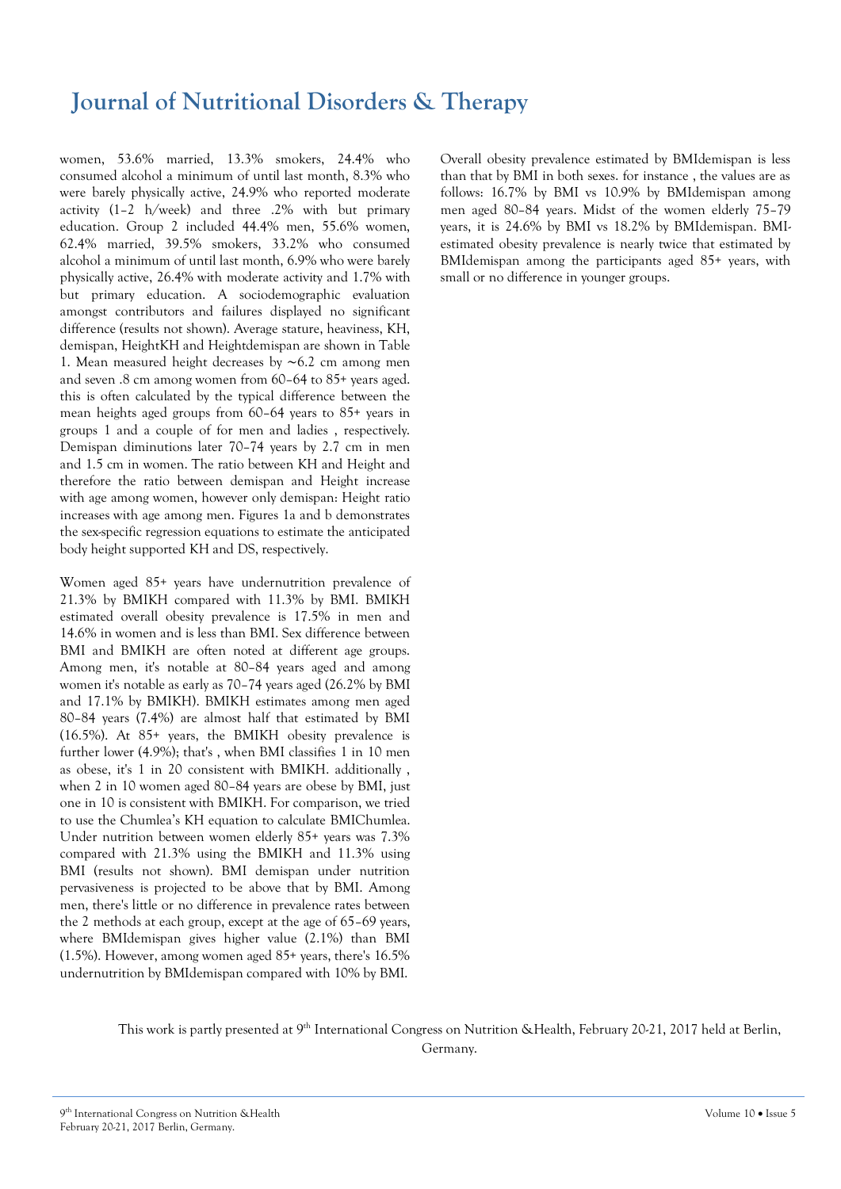# Journal of Nutritional Disorders & Therapy

women, 53.6% married, 13.3% smokers, 24.4% who consumed alcohol a minimum of until last month, 8.3% who were barely physically active, 24.9% who reported moderate activity (1–2 h/week) and three .2% with but primary education. Group 2 included 44.4% men, 55.6% women, 62.4% married, 39.5% smokers, 33.2% who consumed alcohol a minimum of until last month, 6.9% who were barely physically active, 26.4% with moderate activity and 1.7% with but primary education. A sociodemographic evaluation amongst contributors and failures displayed no significant difference (results not shown). Average stature, heaviness, KH, demispan, HeightKH and Heightdemispan are shown in Table 1. Mean measured height decreases by ~6.2 cm among men and seven .8 cm among women from 60–64 to 85+ years aged. this is often calculated by the typical difference between the mean heights aged groups from 60–64 years to 85+ years in groups 1 and a couple of for men and ladies , respectively. Demispan diminutions later 70–74 years by 2.7 cm in men and 1.5 cm in women. The ratio between KH and Height and therefore the ratio between demispan and Height increase with age among women, however only demispan: Height ratio increases with age among men. Figures 1a and b demonstrates the sex-specific regression equations to estimate the anticipated body height supported KH and DS, respectively.

Women aged 85+ years have undernutrition prevalence of 21.3% by BMIKH compared with 11.3% by BMI. BMIKH estimated overall obesity prevalence is 17.5% in men and 14.6% in women and is less than BMI. Sex difference between BMI and BMIKH are often noted at different age groups. Among men, it's notable at 80–84 years aged and among women it's notable as early as 70–74 years aged (26.2% by BMI and 17.1% by BMIKH). BMIKH estimates among men aged 80–84 years (7.4%) are almost half that estimated by BMI (16.5%). At 85+ years, the BMIKH obesity prevalence is further lower (4.9%); that's , when BMI classifies 1 in 10 men as obese, it's 1 in 20 consistent with BMIKH. additionally , when 2 in 10 women aged 80–84 years are obese by BMI, just one in 10 is consistent with BMIKH. For comparison, we tried to use the Chumlea's KH equation to calculate BMIChumlea. Under nutrition between women elderly 85+ years was 7.3% compared with 21.3% using the BMIKH and 11.3% using BMI (results not shown). BMI demispan under nutrition pervasiveness is projected to be above that by BMI. Among men, there's little or no difference in prevalence rates between the 2 methods at each group, except at the age of 65–69 years, where BMIdemispan gives higher value (2.1%) than BMI (1.5%). However, among women aged 85+ years, there's 16.5% undernutrition by BMIdemispan compared with 10% by BMI.

Overall obesity prevalence estimated by BMIdemispan is less than that by BMI in both sexes. for instance , the values are as follows: 16.7% by BMI vs 10.9% by BMIdemispan among men aged 80–84 years. Midst of the women elderly 75–79 years, it is 24.6% by BMI vs 18.2% by BMIdemispan. BMI-estimated obesity prevalence is nearly twice that estimated by BMIdemispan among the participants aged 85+ years, with small or no difference in younger groups.

This work is partly presented at 9th International Congress on Nutrition &Health, February 20-21, 2017 held at Berlin, Germany.